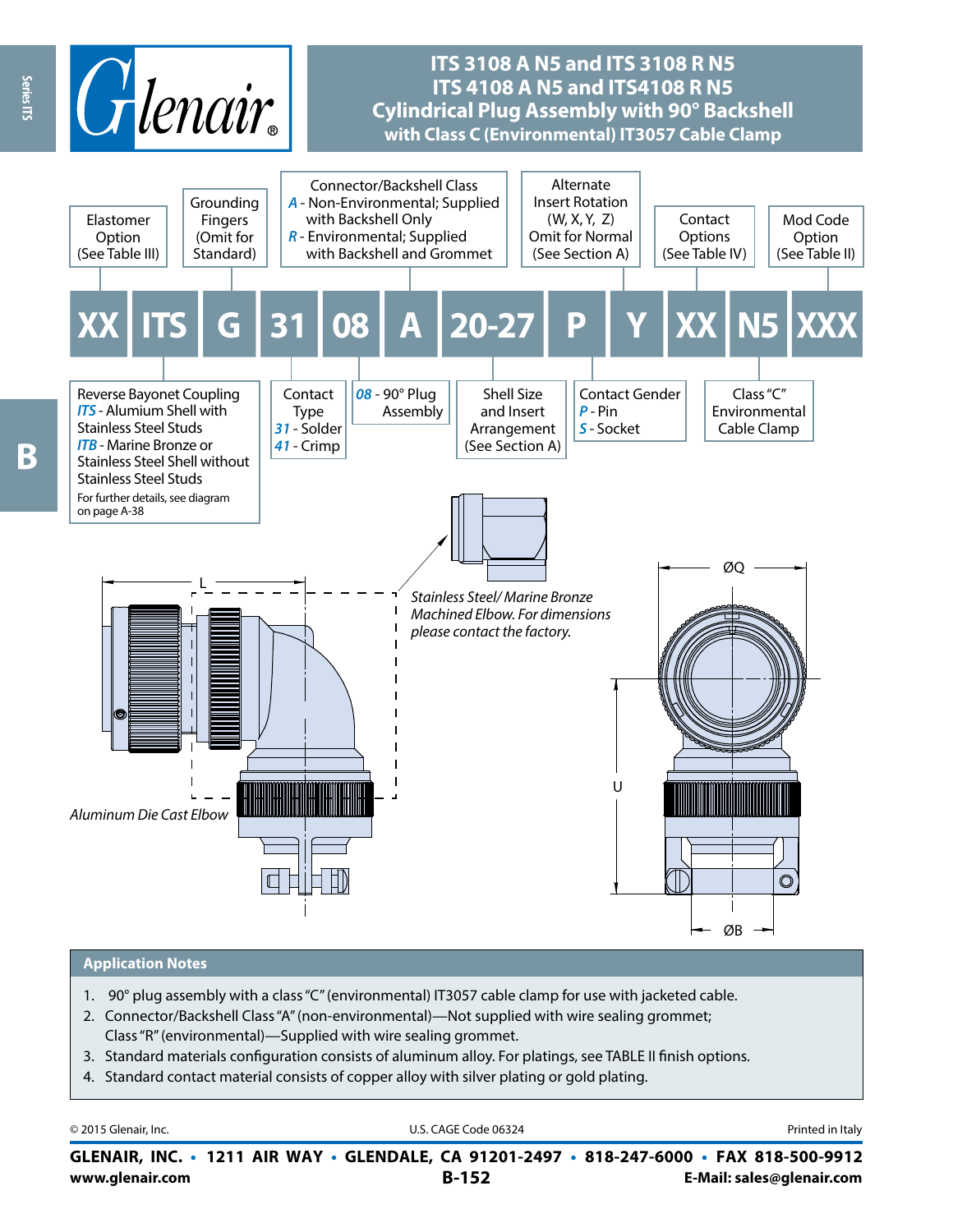# ITS 3108 A N5 and ITS 3108 R N5
# ITS 4108 A N5 and ITS4108 R N5
# Cylindrical Plug Assembly with 90° Backshell
## with Class C (Environmental) IT3057 Cable Clamp

| XX | ITS | G | 31 | 08 | A | 20-27 | P | Y | XX | N5 | XXX |
|---|---|---|---|---|---|---|---|---|---|---|---|

- **XX** – Elastomer Option (See Table III)
- **ITS** – Reverse Bayonet Coupling
  - *ITS* - Alumium Shell with Stainless Steel Studs
  - *ITB* - Marine Bronze or Stainless Steel Shell without Stainless Steel Studs
  - For further details, see diagram on page A-38
- **G** – Grounding Fingers (Omit for Standard)
- **31** – Contact Type
  - *31* - Solder
  - *41* - Crimp
- **08** – *08* - 90° Plug Assembly
- **A** – Connector/Backshell Class
  - *A* - Non-Environmental; Supplied with Backshell Only
  - *R* - Environmental; Supplied with Backshell and Grommet
- **20-27** – Shell Size and Insert Arrangement (See Section A)
- **P** – Contact Gender
  - *P* - Pin
  - *S* - Socket
- **Y** – Alternate Insert Rotation (W, X, Y, Z) Omit for Normal (See Section A)
- **XX** – Contact Options (See Table IV)
- **N5** – Class "C" Environmental Cable Clamp
- **XXX** – Mod Code Option (See Table II)

L

ØQ

U

ØB

*Stainless Steel/ Marine Bronze Machined Elbow. For dimensions please contact the factory.*

*Aluminum Die Cast Elbow*

## Application Notes

1. 90° plug assembly with a class "C" (environmental) IT3057 cable clamp for use with jacketed cable.
2. Connector/Backshell Class "A" (non-environmental)—Not supplied with wire sealing grommet; Class "R" (environmental)—Supplied with wire sealing grommet.
3. Standard materials configuration consists of aluminum alloy. For platings, see TABLE II finish options.
4. Standard contact material consists of copper alloy with silver plating or gold plating.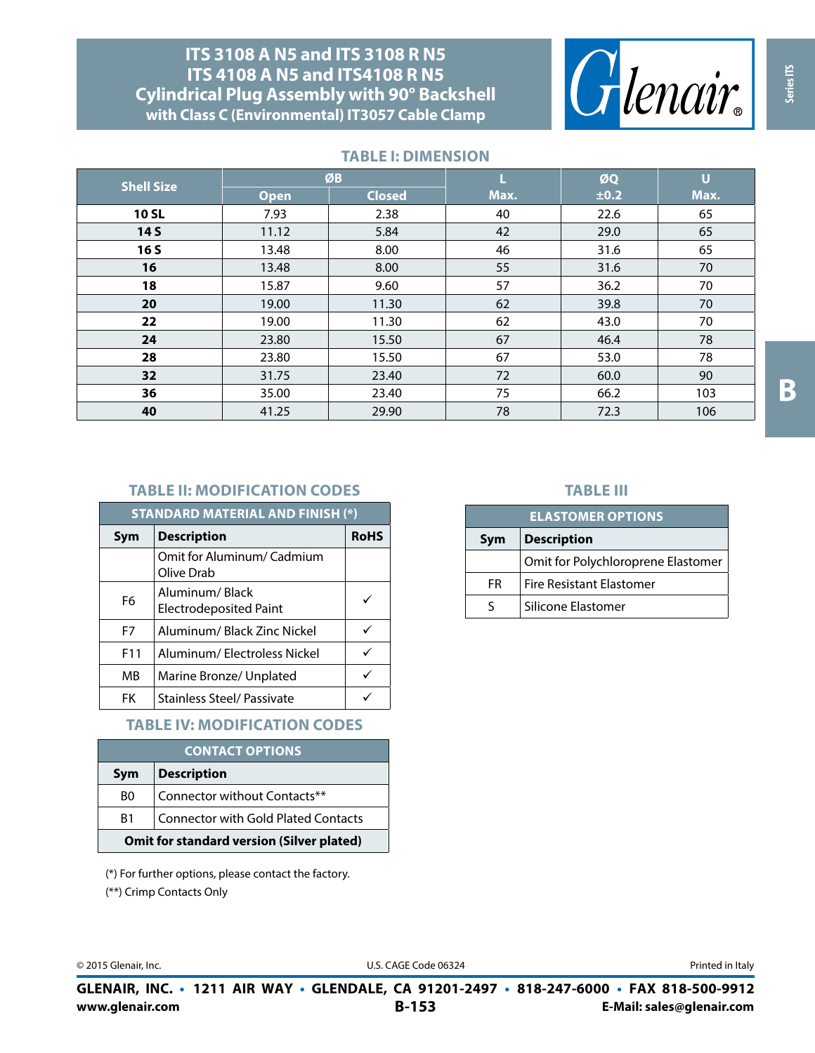# ITS 3108 A N5 and ITS 3108 R N5
# ITS 4108 A N5 and ITS4108 R N5
# Cylindrical Plug Assembly with 90° Backshell
## with Class C (Environmental) IT3057 Cable Clamp

### TABLE I: DIMENSION

| Shell Size | ØB | | L | ØQ | U |
|---|---|---|---|---|---|
| | Open | Closed | Max. | ±0.2 | Max. |
| **10 SL** | 7.93 | 2.38 | 40 | 22.6 | 65 |
| **14 S** | 11.12 | 5.84 | 42 | 29.0 | 65 |
| **16 S** | 13.48 | 8.00 | 46 | 31.6 | 65 |
| **16** | 13.48 | 8.00 | 55 | 31.6 | 70 |
| **18** | 15.87 | 9.60 | 57 | 36.2 | 70 |
| **20** | 19.00 | 11.30 | 62 | 39.8 | 70 |
| **22** | 19.00 | 11.30 | 62 | 43.0 | 70 |
| **24** | 23.80 | 15.50 | 67 | 46.4 | 78 |
| **28** | 23.80 | 15.50 | 67 | 53.0 | 78 |
| **32** | 31.75 | 23.40 | 72 | 60.0 | 90 |
| **36** | 35.00 | 23.40 | 75 | 66.2 | 103 |
| **40** | 41.25 | 29.90 | 78 | 72.3 | 106 |

### TABLE II: MODIFICATION CODES

| STANDARD MATERIAL AND FINISH (*) | | |
|---|---|---|
| **Sym** | **Description** | **RoHS** |
| | Omit for Aluminum/ Cadmium Olive Drab | |
| F6 | Aluminum/ Black Electrodeposited Paint | ✓ |
| F7 | Aluminum/ Black Zinc Nickel | ✓ |
| F11 | Aluminum/ Electroless Nickel | ✓ |
| MB | Marine Bronze/ Unplated | ✓ |
| FK | Stainless Steel/ Passivate | ✓ |

### TABLE III

| ELASTOMER OPTIONS | |
|---|---|
| **Sym** | **Description** |
| | Omit for Polychloroprene Elastomer |
| FR | Fire Resistant Elastomer |
| S | Silicone Elastomer |

### TABLE IV: MODIFICATION CODES

| CONTACT OPTIONS | |
|---|---|
| **Sym** | **Description** |
| B0 | Connector without Contacts** |
| B1 | Connector with Gold Plated Contacts |
| **Omit for standard version (Silver plated)** | |

(*) For further options, please contact the factory.

(**) Crimp Contacts Only